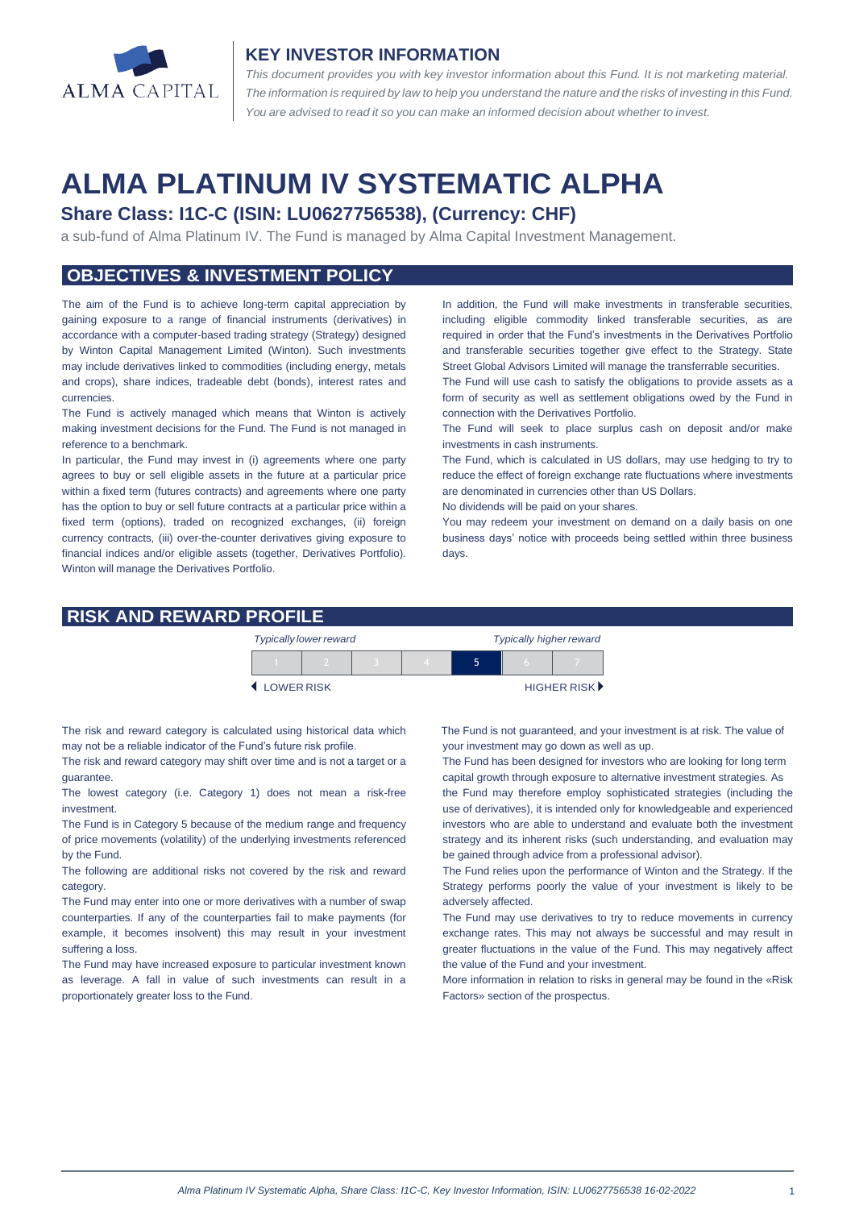ALMA CAPITAL

## KEY INVESTOR INFORMATION

*This document provides you with key investor information about this Fund. It is not marketing material. The information is required by law to help you understand the nature and the risks of investing in this Fund. You are advised to read it so you can make an informed decision about whether to invest.*

# ALMA PLATINUM IV SYSTEMATIC ALPHA

### Share Class: I1C-C (ISIN: LU0627756538), (Currency: CHF)

a sub-fund of Alma Platinum IV. The Fund is managed by Alma Capital Investment Management.

## OBJECTIVES & INVESTMENT POLICY

The aim of the Fund is to achieve long-term capital appreciation by gaining exposure to a range of financial instruments (derivatives) in accordance with a computer-based trading strategy (Strategy) designed by Winton Capital Management Limited (Winton). Such investments may include derivatives linked to commodities (including energy, metals and crops), share indices, tradeable debt (bonds), interest rates and currencies.

The Fund is actively managed which means that Winton is actively making investment decisions for the Fund. The Fund is not managed in reference to a benchmark.

In particular, the Fund may invest in (i) agreements where one party agrees to buy or sell eligible assets in the future at a particular price within a fixed term (futures contracts) and agreements where one party has the option to buy or sell future contracts at a particular price within a fixed term (options), traded on recognized exchanges, (ii) foreign currency contracts, (iii) over-the-counter derivatives giving exposure to financial indices and/or eligible assets (together, Derivatives Portfolio). Winton will manage the Derivatives Portfolio.

In addition, the Fund will make investments in transferable securities, including eligible commodity linked transferable securities, as are required in order that the Fund's investments in the Derivatives Portfolio and transferable securities together give effect to the Strategy. State Street Global Advisors Limited will manage the transferrable securities.

The Fund will use cash to satisfy the obligations to provide assets as a form of security as well as settlement obligations owed by the Fund in connection with the Derivatives Portfolio.

The Fund will seek to place surplus cash on deposit and/or make investments in cash instruments.

The Fund, which is calculated in US dollars, may use hedging to try to reduce the effect of foreign exchange rate fluctuations where investments are denominated in currencies other than US Dollars.

No dividends will be paid on your shares.

You may redeem your investment on demand on a daily basis on one business days' notice with proceeds being settled within three business days.

## RISK AND REWARD PROFILE

*Typically lower reward* — *Typically higher reward*

| 1 | 2 | 3 | 4 | **5** | 6 | 7 |
|---|---|---|---|---|---|---|

◀ LOWER RISK — HIGHER RISK ▶

The risk and reward category is calculated using historical data which may not be a reliable indicator of the Fund's future risk profile.

The risk and reward category may shift over time and is not a target or a guarantee.

The lowest category (i.e. Category 1) does not mean a risk-free investment.

The Fund is in Category 5 because of the medium range and frequency of price movements (volatility) of the underlying investments referenced by the Fund.

The following are additional risks not covered by the risk and reward category.

The Fund may enter into one or more derivatives with a number of swap counterparties. If any of the counterparties fail to make payments (for example, it becomes insolvent) this may result in your investment suffering a loss.

The Fund may have increased exposure to particular investment known as leverage. A fall in value of such investments can result in a proportionately greater loss to the Fund.

The Fund is not guaranteed, and your investment is at risk. The value of your investment may go down as well as up.

The Fund has been designed for investors who are looking for long term capital growth through exposure to alternative investment strategies. As the Fund may therefore employ sophisticated strategies (including the use of derivatives), it is intended only for knowledgeable and experienced investors who are able to understand and evaluate both the investment strategy and its inherent risks (such understanding, and evaluation may be gained through advice from a professional advisor).

The Fund relies upon the performance of Winton and the Strategy. If the Strategy performs poorly the value of your investment is likely to be adversely affected.

The Fund may use derivatives to try to reduce movements in currency exchange rates. This may not always be successful and may result in greater fluctuations in the value of the Fund. This may negatively affect the value of the Fund and your investment.

More information in relation to risks in general may be found in the «Risk Factors» section of the prospectus.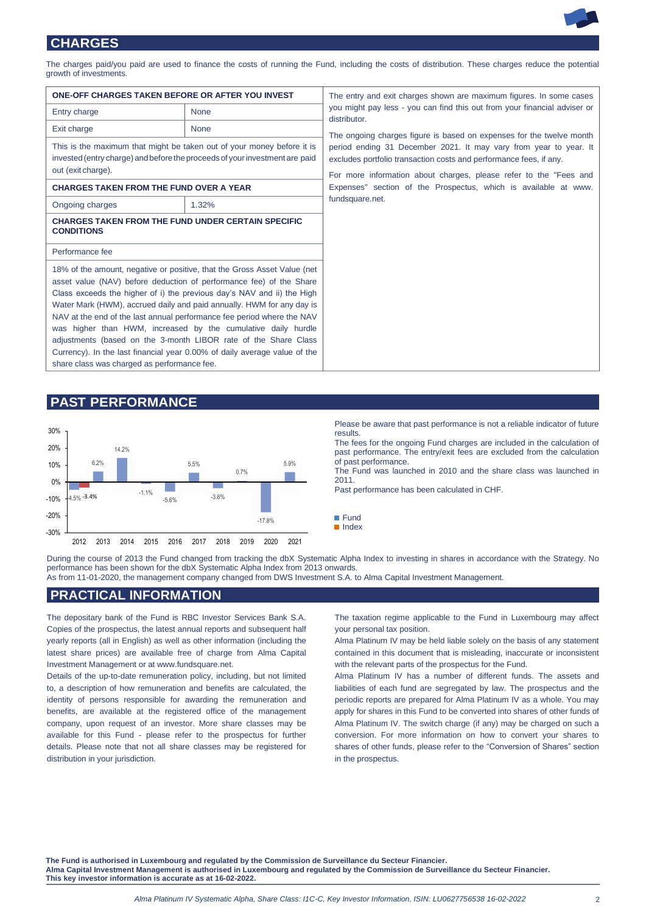## CHARGES

The charges paid/you paid are used to finance the costs of running the Fund, including the costs of distribution. These charges reduce the potential growth of investments.

| ONE-OFF CHARGES TAKEN BEFORE OR AFTER YOU INVEST | |
|---|---|
| Entry charge | None |
| Exit charge | None |
| This is the maximum that might be taken out of your money before it is invested (entry charge) and before the proceeds of your investment are paid out (exit charge). | |
| **CHARGES TAKEN FROM THE FUND OVER A YEAR** | |
| Ongoing charges | 1.32% |
| **CHARGES TAKEN FROM THE FUND UNDER CERTAIN SPECIFIC CONDITIONS** | |
| Performance fee | |
| 18% of the amount, negative or positive, that the Gross Asset Value (net asset value (NAV) before deduction of performance fee) of the Share Class exceeds the higher of i) the previous day's NAV and ii) the High Water Mark (HWM), accrued daily and paid annually. HWM for any day is NAV at the end of the last annual performance fee period where the NAV was higher than HWM, increased by the cumulative daily hurdle adjustments (based on the 3-month LIBOR rate of the Share Class Currency). In the last financial year 0.00% of daily average value of the share class was charged as performance fee. | |

The entry and exit charges shown are maximum figures. In some cases you might pay less - you can find this out from your financial adviser or distributor.

The ongoing charges figure is based on expenses for the twelve month period ending 31 December 2021. It may vary from year to year. It excludes portfolio transaction costs and performance fees, if any.

For more information about charges, please refer to the "Fees and Expenses" section of the Prospectus, which is available at www. fundsquare.net.

## PAST PERFORMANCE

30%
20%
10%
0%
-10%
-20%
-30%

-4.5% -3.4%
6.2%
14.2%
-1.1%
-5.6%
5.5%
-3.6%
0.7%
-17.8%
5.9%

2012 2013 2014 2015 2016 2017 2018 2019 2020 2021

Fund
Index

Please be aware that past performance is not a reliable indicator of future results.
The fees for the ongoing Fund charges are included in the calculation of past performance. The entry/exit fees are excluded from the calculation of past performance.
The Fund was launched in 2010 and the share class was launched in 2011.
Past performance has been calculated in CHF.

During the course of 2013 the Fund changed from tracking the dbX Systematic Alpha Index to investing in shares in accordance with the Strategy. No performance has been shown for the dbX Systematic Alpha Index from 2013 onwards.
As from 11-01-2020, the management company changed from DWS Investment S.A. to Alma Capital Investment Management.

## PRACTICAL INFORMATION

The depositary bank of the Fund is RBC Investor Services Bank S.A. Copies of the prospectus, the latest annual reports and subsequent half yearly reports (all in English) as well as other information (including the latest share prices) are available free of charge from Alma Capital Investment Management or at www.fundsquare.net.
Details of the up-to-date remuneration policy, including, but not limited to, a description of how remuneration and benefits are calculated, the identity of persons responsible for awarding the remuneration and benefits, are available at the registered office of the management company, upon request of an investor. More share classes may be available for this Fund - please refer to the prospectus for further details. Please note that not all share classes may be registered for distribution in your jurisdiction.

The taxation regime applicable to the Fund in Luxembourg may affect your personal tax position.
Alma Platinum IV may be held liable solely on the basis of any statement contained in this document that is misleading, inaccurate or inconsistent with the relevant parts of the prospectus for the Fund.
Alma Platinum IV has a number of different funds. The assets and liabilities of each fund are segregated by law. The prospectus and the periodic reports are prepared for Alma Platinum IV as a whole. You may apply for shares in this Fund to be converted into shares of other funds of Alma Platinum IV. The switch charge (if any) may be charged on such a conversion. For more information on how to convert your shares to shares of other funds, please refer to the "Conversion of Shares" section in the prospectus.

**The Fund is authorised in Luxembourg and regulated by the Commission de Surveillance du Secteur Financier.**
**Alma Capital Investment Management is authorised in Luxembourg and regulated by the Commission de Surveillance du Secteur Financier.**
**This key investor information is accurate as at 16-02-2022.**